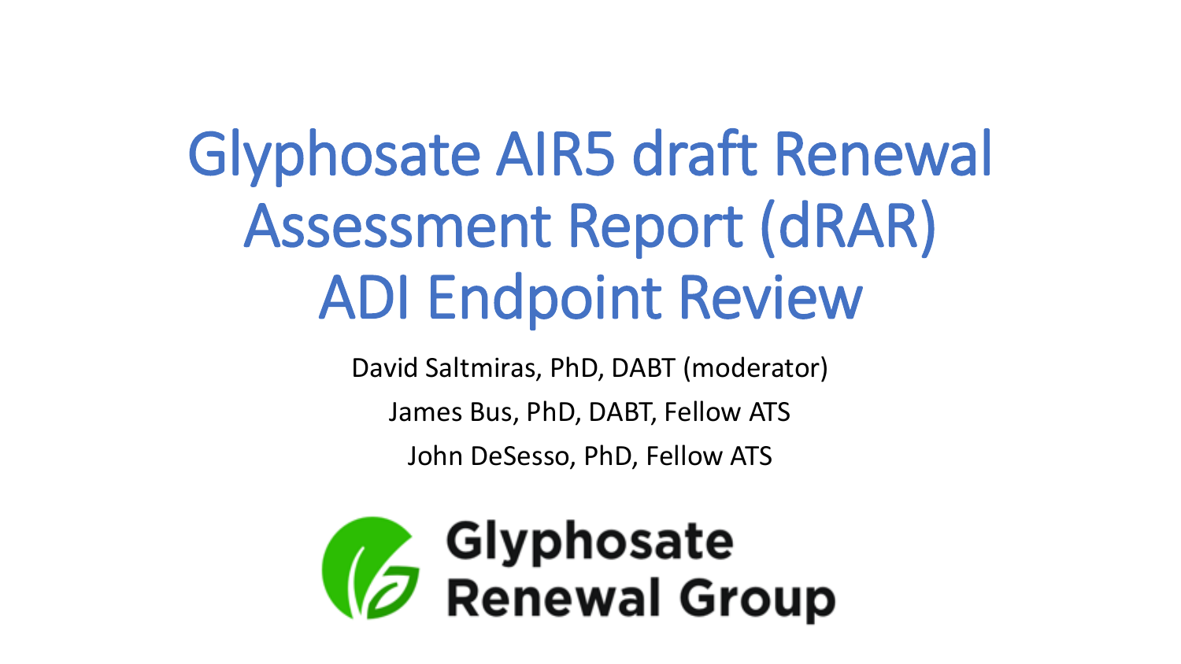# Glyphosate AIR5 draft Renewal Assessment Report (dRAR) ADI Endpoint Review

David Saltmiras, PhD, DABT (moderator)

James Bus, PhD, DABT, Fellow ATS

John DeSesso, PhD, Fellow ATS

Glyphosate Renewal Group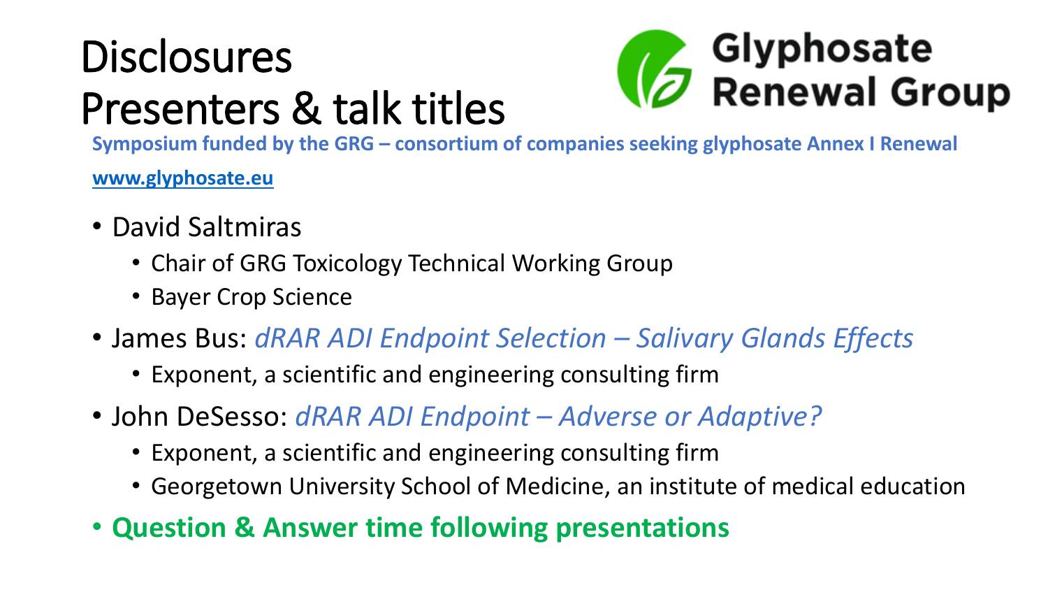# Disclosures
# Presenters & talk titles

Glyphosate Renewal Group

**Symposium funded by the GRG – consortium of companies seeking glyphosate Annex I Renewal**

**www.glyphosate.eu**

- David Saltmiras
  - Chair of GRG Toxicology Technical Working Group
  - Bayer Crop Science
- James Bus: *dRAR ADI Endpoint Selection – Salivary Glands Effects*
  - Exponent, a scientific and engineering consulting firm
- John DeSesso: *dRAR ADI Endpoint – Adverse or Adaptive?*
  - Exponent, a scientific and engineering consulting firm
  - Georgetown University School of Medicine, an institute of medical education
- **Question & Answer time following presentations**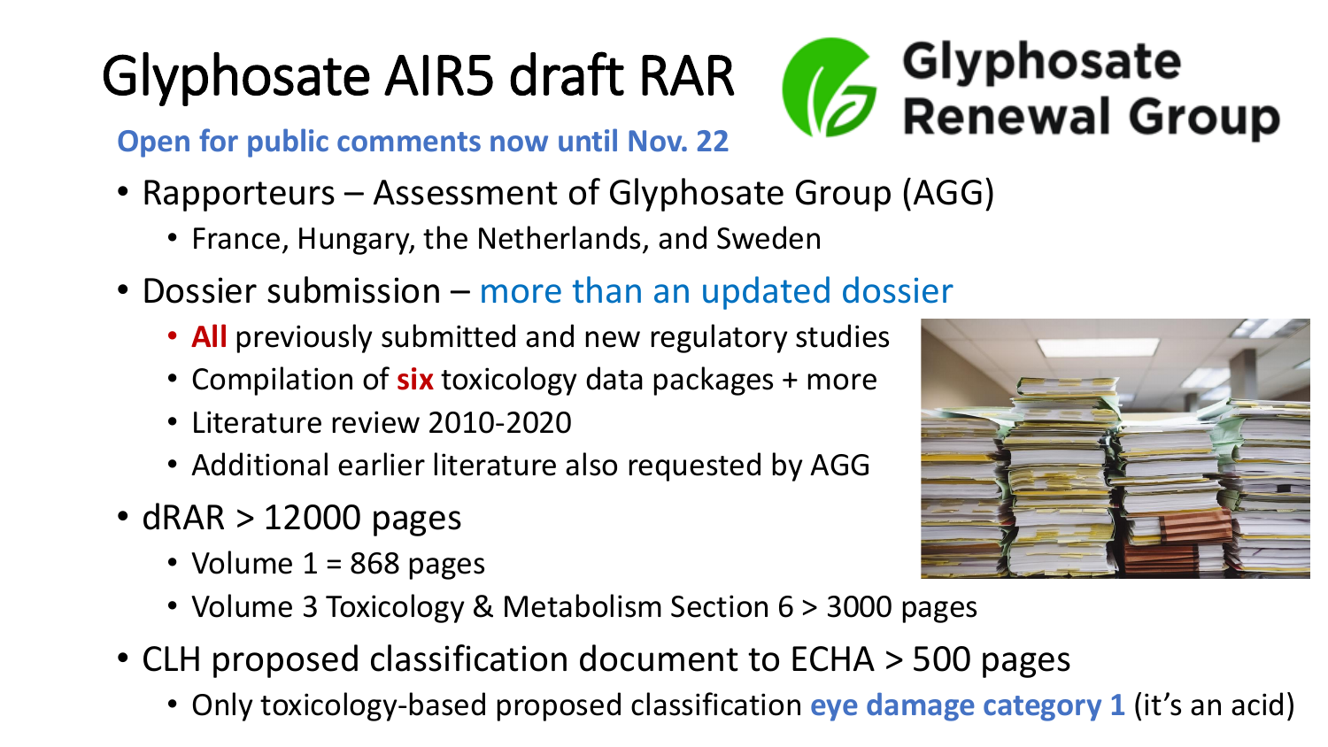# Glyphosate AIR5 draft RAR

**Open for public comments now until Nov. 22**

Glyphosate Renewal Group

- Rapporteurs – Assessment of Glyphosate Group (AGG)
  - France, Hungary, the Netherlands, and Sweden
- Dossier submission – more than an updated dossier
  - **All** previously submitted and new regulatory studies
  - Compilation of **six** toxicology data packages + more
  - Literature review 2010-2020
  - Additional earlier literature also requested by AGG
- dRAR > 12000 pages
  - Volume 1 = 868 pages
  - Volume 3 Toxicology & Metabolism Section 6 > 3000 pages
- CLH proposed classification document to ECHA > 500 pages
  - Only toxicology-based proposed classification **eye damage category 1** (it's an acid)